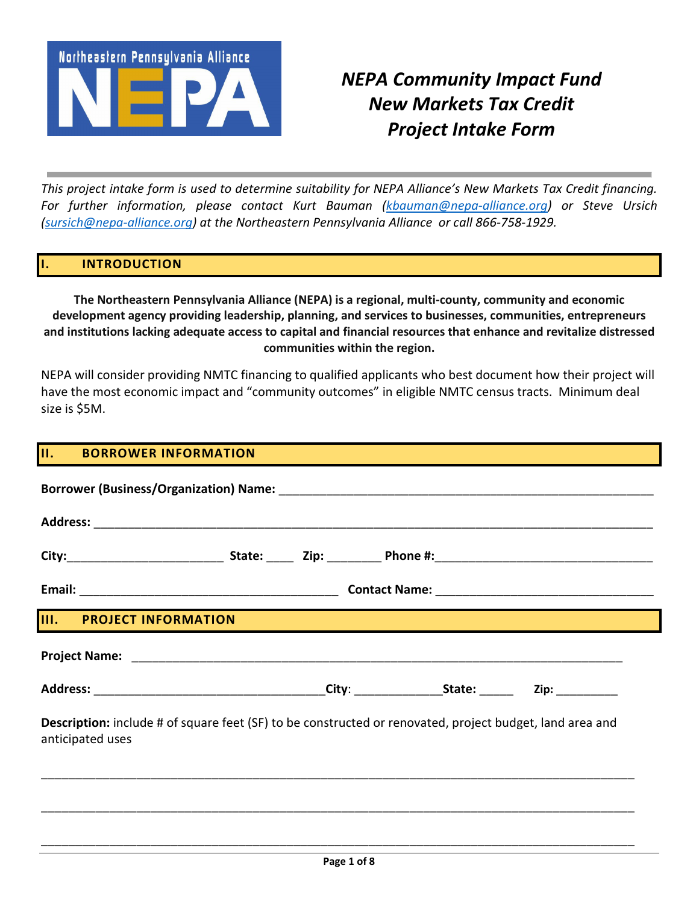Northeastern Pennsylvania Alliance NEPA

# *NEPA Community Impact Fund*
# *New Markets Tax Credit*
# *Project Intake Form*

*This project intake form is used to determine suitability for NEPA Alliance's New Markets Tax Credit financing. For further information, please contact Kurt Bauman ([kbauman@nepa-alliance.org](mailto:kbauman@nepa-alliance.org)) or Steve Ursich ([sursich@nepa-alliance.org](mailto:sursich@nepa-alliance.org)) at the Northeastern Pennsylvania Alliance or call 866-758-1929.*

## I. INTRODUCTION

**The Northeastern Pennsylvania Alliance (NEPA) is a regional, multi-county, community and economic development agency providing leadership, planning, and services to businesses, communities, entrepreneurs and institutions lacking adequate access to capital and financial resources that enhance and revitalize distressed communities within the region.**

NEPA will consider providing NMTC financing to qualified applicants who best document how their project will have the most economic impact and "community outcomes" in eligible NMTC census tracts. Minimum deal size is $5M.

## II. BORROWER INFORMATION

**Borrower (Business/Organization) Name:** ______________________________________________

**Address:** ______________________________________________

**City:**______________________ **State:** ____ **Zip:** ________ **Phone #:**______________________

**Email:** ______________________ **Contact Name:** ______________________

## III. PROJECT INFORMATION

**Project Name:** ______________________________________________

**Address:** ______________________ **City**: ____________ **State:** _____ **Zip:** _________

**Description:** include # of square feet (SF) to be constructed or renovated, project budget, land area and anticipated uses

______________________________________________

______________________________________________

______________________________________________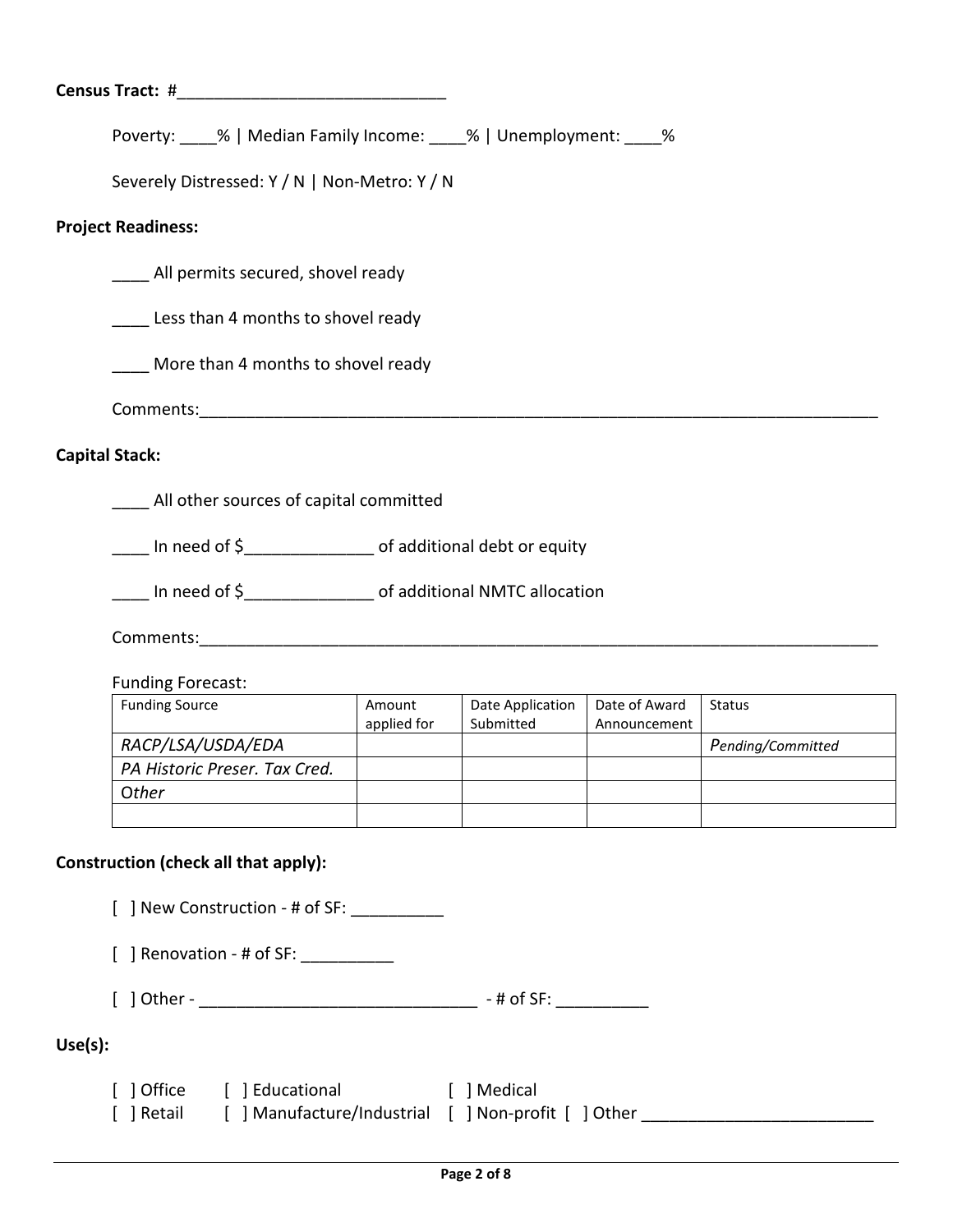**Census Tract:** #_____________________________

Poverty: ____% | Median Family Income: ____% | Unemployment: ____%

Severely Distressed: Y / N | Non-Metro: Y / N

**Project Readiness:**

____ All permits secured, shovel ready

____ Less than 4 months to shovel ready

____ More than 4 months to shovel ready

Comments:_____________________________________________________________________________

**Capital Stack:**

____ All other sources of capital committed

____ In need of $______________ of additional debt or equity

____ In need of $______________ of additional NMTC allocation

Comments:_____________________________________________________________________________

Funding Forecast:

| Funding Source | Amount applied for | Date Application Submitted | Date of Award Announcement | Status |
|---|---|---|---|---|
| *RACP/LSA/USDA/EDA* | | | | *Pending/Committed* |
| *PA Historic Preser. Tax Cred.* | | | | |
| *Other* | | | | |
| | | | | |

**Construction (check all that apply):**

[ ] New Construction - # of SF: __________

[ ] Renovation - # of SF: __________

[ ] Other - ______________________________ - # of SF: __________

**Use(s):**

[ ] Office [ ] Educational [ ] Medical
[ ] Retail [ ] Manufacture/Industrial [ ] Non-profit [ ] Other _________________________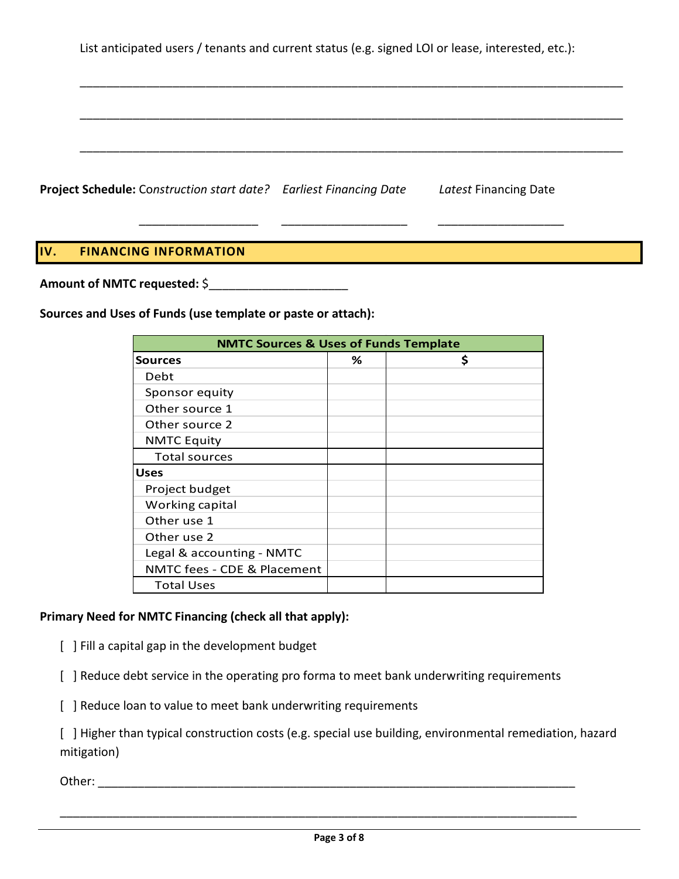List anticipated users / tenants and current status (e.g. signed LOI or lease, interested, etc.):

______________________________________________________________________________

______________________________________________________________________________

______________________________________________________________________________

**Project Schedule:** Construction start date? *Earliest Financing Date* *Latest* Financing Date

__________________ __________________ __________________

## IV. FINANCING INFORMATION

**Amount of NMTC requested:** $____________________

**Sources and Uses of Funds (use template or paste or attach):**

| NMTC Sources & Uses of Funds Template | | |
|---|---|---|
| **Sources** | **%** | **$** |
| Debt | | |
| Sponsor equity | | |
| Other source 1 | | |
| Other source 2 | | |
| NMTC Equity | | |
| Total sources | | |
| **Uses** | | |
| Project budget | | |
| Working capital | | |
| Other use 1 | | |
| Other use 2 | | |
| Legal & accounting - NMTC | | |
| NMTC fees - CDE & Placement | | |
| Total Uses | | |

**Primary Need for NMTC Financing (check all that apply):**

[ ] Fill a capital gap in the development budget

[ ] Reduce debt service in the operating pro forma to meet bank underwriting requirements

[ ] Reduce loan to value to meet bank underwriting requirements

[ ] Higher than typical construction costs (e.g. special use building, environmental remediation, hazard mitigation)

Other: ______________________________________________________________________

______________________________________________________________________________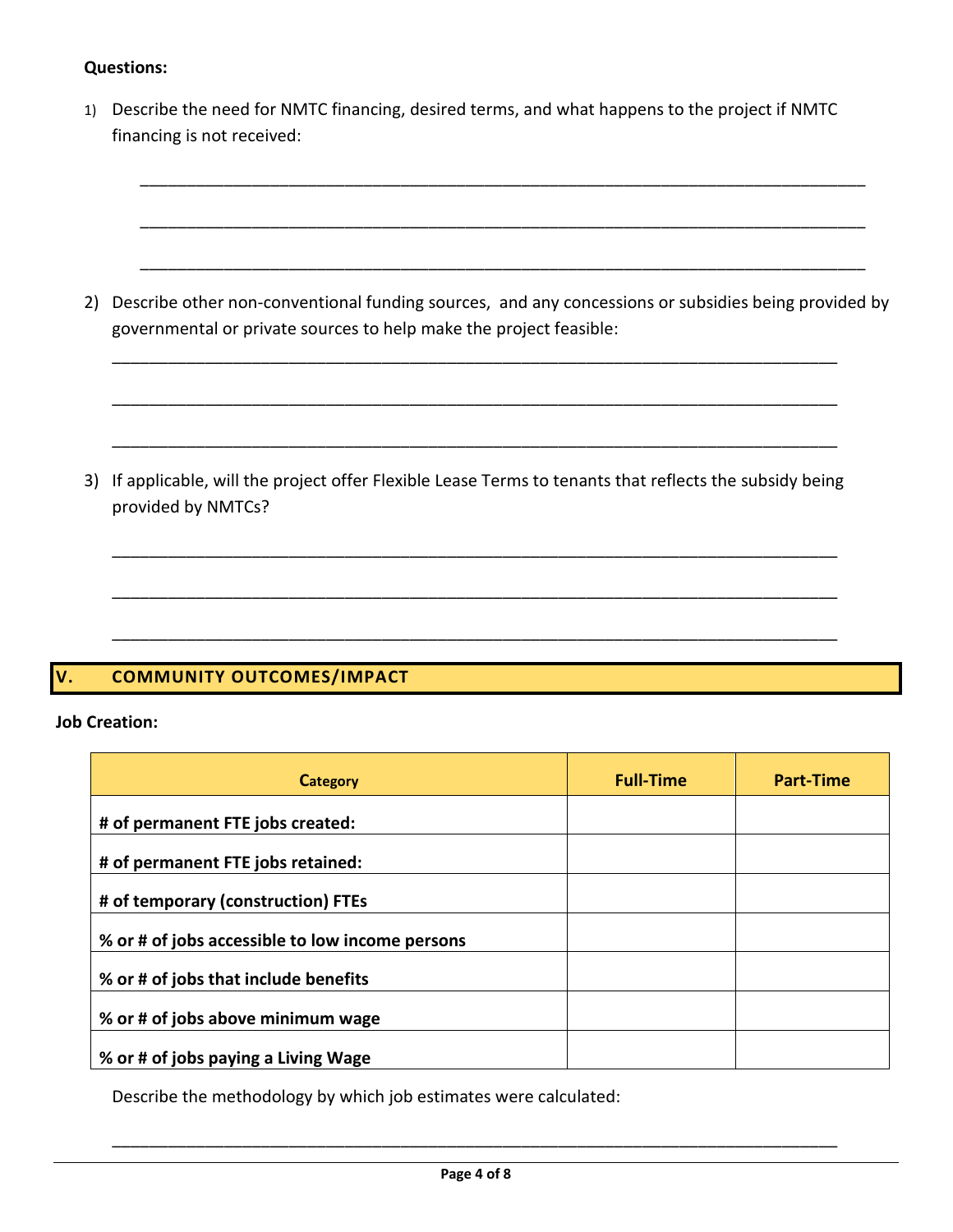**Questions:**

1) Describe the need for NMTC financing, desired terms, and what happens to the project if NMTC financing is not received:

________________________________________________________________________________

________________________________________________________________________________

________________________________________________________________________________

2) Describe other non-conventional funding sources, and any concessions or subsidies being provided by governmental or private sources to help make the project feasible:

________________________________________________________________________________

________________________________________________________________________________

________________________________________________________________________________

3) If applicable, will the project offer Flexible Lease Terms to tenants that reflects the subsidy being provided by NMTCs?

________________________________________________________________________________

________________________________________________________________________________

________________________________________________________________________________

## V. COMMUNITY OUTCOMES/IMPACT

**Job Creation:**

| Category | Full-Time | Part-Time |
|---|---|---|
| **# of permanent FTE jobs created:** | | |
| **# of permanent FTE jobs retained:** | | |
| **# of temporary (construction) FTEs** | | |
| **% or # of jobs accessible to low income persons** | | |
| **% or # of jobs that include benefits** | | |
| **% or # of jobs above minimum wage** | | |
| **% or # of jobs paying a Living Wage** | | |

Describe the methodology by which job estimates were calculated:

________________________________________________________________________________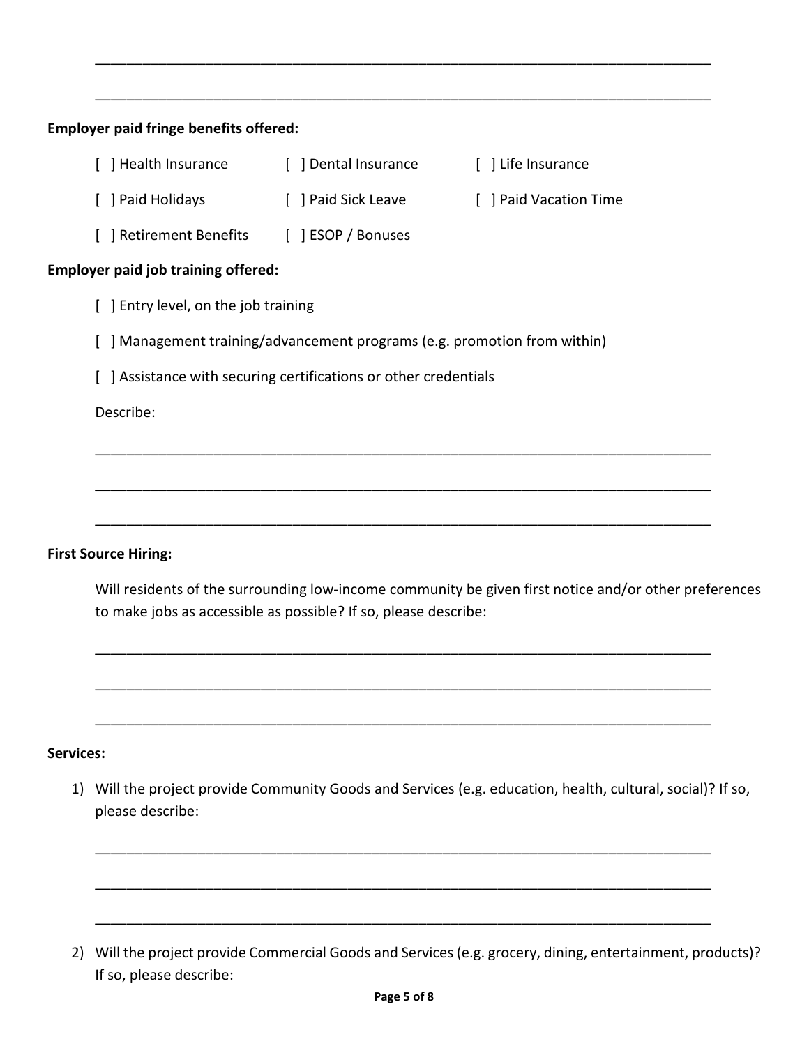\_\_\_\_\_\_\_\_\_\_\_\_\_\_\_\_\_\_\_\_\_\_\_\_\_\_\_\_\_\_\_\_\_\_\_\_\_\_\_\_\_\_\_\_\_\_\_\_\_\_\_\_\_\_\_\_\_\_\_\_\_\_\_\_\_\_\_\_\_\_\_\_\_\_\_\_

\_\_\_\_\_\_\_\_\_\_\_\_\_\_\_\_\_\_\_\_\_\_\_\_\_\_\_\_\_\_\_\_\_\_\_\_\_\_\_\_\_\_\_\_\_\_\_\_\_\_\_\_\_\_\_\_\_\_\_\_\_\_\_\_\_\_\_\_\_\_\_\_\_\_\_\_

**Employer paid fringe benefits offered:**

[ ] Health Insurance [ ] Dental Insurance [ ] Life Insurance

[ ] Paid Holidays [ ] Paid Sick Leave [ ] Paid Vacation Time

[ ] Retirement Benefits [ ] ESOP / Bonuses

**Employer paid job training offered:**

[ ] Entry level, on the job training

[ ] Management training/advancement programs (e.g. promotion from within)

[ ] Assistance with securing certifications or other credentials

Describe:

\_\_\_\_\_\_\_\_\_\_\_\_\_\_\_\_\_\_\_\_\_\_\_\_\_\_\_\_\_\_\_\_\_\_\_\_\_\_\_\_\_\_\_\_\_\_\_\_\_\_\_\_\_\_\_\_\_\_\_\_\_\_\_\_\_\_\_\_\_\_\_\_\_\_\_\_

\_\_\_\_\_\_\_\_\_\_\_\_\_\_\_\_\_\_\_\_\_\_\_\_\_\_\_\_\_\_\_\_\_\_\_\_\_\_\_\_\_\_\_\_\_\_\_\_\_\_\_\_\_\_\_\_\_\_\_\_\_\_\_\_\_\_\_\_\_\_\_\_\_\_\_\_

\_\_\_\_\_\_\_\_\_\_\_\_\_\_\_\_\_\_\_\_\_\_\_\_\_\_\_\_\_\_\_\_\_\_\_\_\_\_\_\_\_\_\_\_\_\_\_\_\_\_\_\_\_\_\_\_\_\_\_\_\_\_\_\_\_\_\_\_\_\_\_\_\_\_\_\_

**First Source Hiring:**

Will residents of the surrounding low-income community be given first notice and/or other preferences to make jobs as accessible as possible? If so, please describe:

\_\_\_\_\_\_\_\_\_\_\_\_\_\_\_\_\_\_\_\_\_\_\_\_\_\_\_\_\_\_\_\_\_\_\_\_\_\_\_\_\_\_\_\_\_\_\_\_\_\_\_\_\_\_\_\_\_\_\_\_\_\_\_\_\_\_\_\_\_\_\_\_\_\_\_\_

\_\_\_\_\_\_\_\_\_\_\_\_\_\_\_\_\_\_\_\_\_\_\_\_\_\_\_\_\_\_\_\_\_\_\_\_\_\_\_\_\_\_\_\_\_\_\_\_\_\_\_\_\_\_\_\_\_\_\_\_\_\_\_\_\_\_\_\_\_\_\_\_\_\_\_\_

\_\_\_\_\_\_\_\_\_\_\_\_\_\_\_\_\_\_\_\_\_\_\_\_\_\_\_\_\_\_\_\_\_\_\_\_\_\_\_\_\_\_\_\_\_\_\_\_\_\_\_\_\_\_\_\_\_\_\_\_\_\_\_\_\_\_\_\_\_\_\_\_\_\_\_\_

**Services:**

1) Will the project provide Community Goods and Services (e.g. education, health, cultural, social)? If so, please describe:

\_\_\_\_\_\_\_\_\_\_\_\_\_\_\_\_\_\_\_\_\_\_\_\_\_\_\_\_\_\_\_\_\_\_\_\_\_\_\_\_\_\_\_\_\_\_\_\_\_\_\_\_\_\_\_\_\_\_\_\_\_\_\_\_\_\_\_\_\_\_\_\_\_\_\_\_

\_\_\_\_\_\_\_\_\_\_\_\_\_\_\_\_\_\_\_\_\_\_\_\_\_\_\_\_\_\_\_\_\_\_\_\_\_\_\_\_\_\_\_\_\_\_\_\_\_\_\_\_\_\_\_\_\_\_\_\_\_\_\_\_\_\_\_\_\_\_\_\_\_\_\_\_

\_\_\_\_\_\_\_\_\_\_\_\_\_\_\_\_\_\_\_\_\_\_\_\_\_\_\_\_\_\_\_\_\_\_\_\_\_\_\_\_\_\_\_\_\_\_\_\_\_\_\_\_\_\_\_\_\_\_\_\_\_\_\_\_\_\_\_\_\_\_\_\_\_\_\_\_

2) Will the project provide Commercial Goods and Services (e.g. grocery, dining, entertainment, products)? If so, please describe: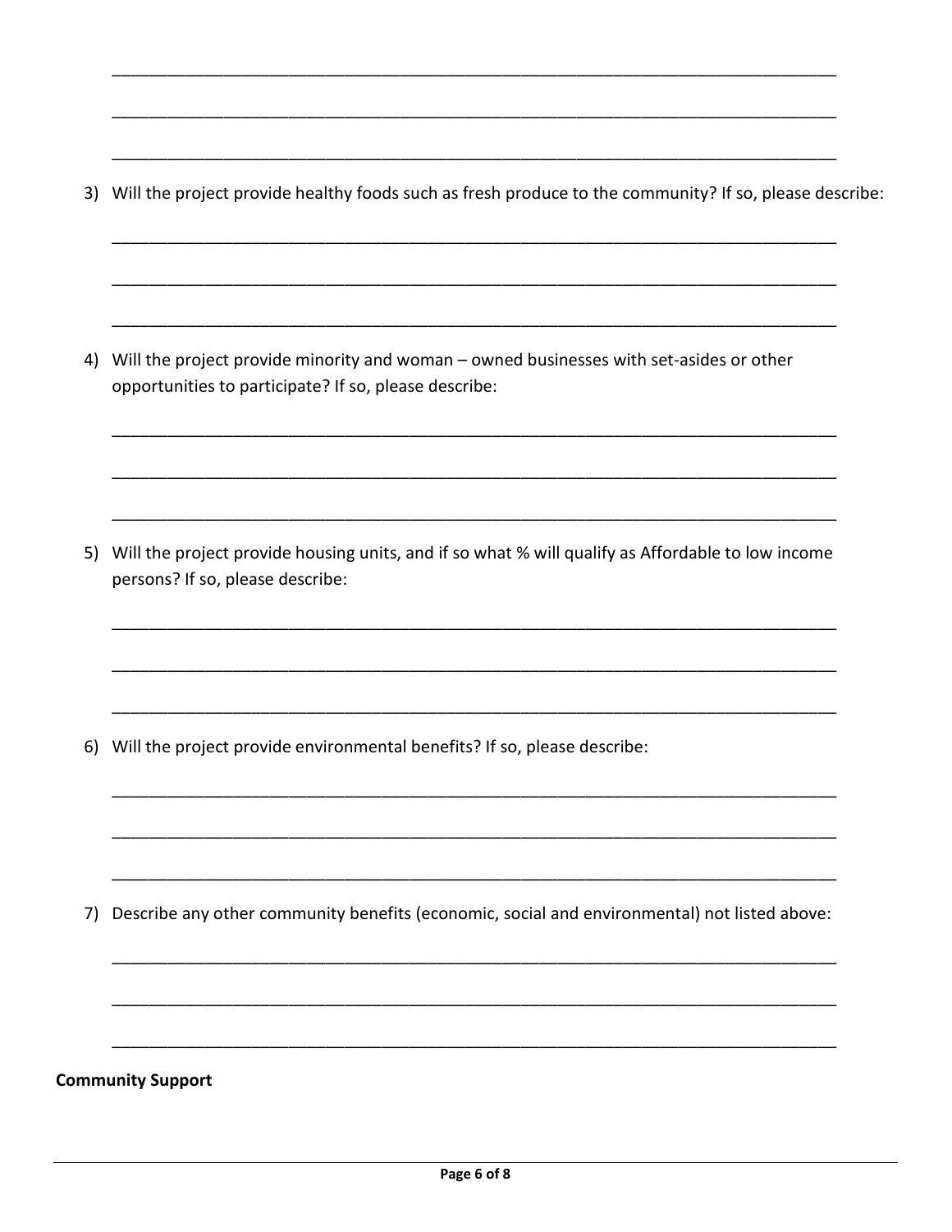\_\_\_\_\_\_\_\_\_\_\_\_\_\_\_\_\_\_\_\_\_\_\_\_\_\_\_\_\_\_\_\_\_\_\_\_\_\_\_\_\_\_\_\_\_\_\_\_\_\_\_\_\_\_\_\_\_\_\_\_\_\_\_\_\_\_\_\_\_\_\_\_\_\_\_\_

\_\_\_\_\_\_\_\_\_\_\_\_\_\_\_\_\_\_\_\_\_\_\_\_\_\_\_\_\_\_\_\_\_\_\_\_\_\_\_\_\_\_\_\_\_\_\_\_\_\_\_\_\_\_\_\_\_\_\_\_\_\_\_\_\_\_\_\_\_\_\_\_\_\_\_\_

\_\_\_\_\_\_\_\_\_\_\_\_\_\_\_\_\_\_\_\_\_\_\_\_\_\_\_\_\_\_\_\_\_\_\_\_\_\_\_\_\_\_\_\_\_\_\_\_\_\_\_\_\_\_\_\_\_\_\_\_\_\_\_\_\_\_\_\_\_\_\_\_\_\_\_\_

3) Will the project provide healthy foods such as fresh produce to the community? If so, please describe:

   \_\_\_\_\_\_\_\_\_\_\_\_\_\_\_\_\_\_\_\_\_\_\_\_\_\_\_\_\_\_\_\_\_\_\_\_\_\_\_\_\_\_\_\_\_\_\_\_\_\_\_\_\_\_\_\_\_\_\_\_\_\_\_\_\_\_\_\_\_\_\_\_\_\_\_\_

   \_\_\_\_\_\_\_\_\_\_\_\_\_\_\_\_\_\_\_\_\_\_\_\_\_\_\_\_\_\_\_\_\_\_\_\_\_\_\_\_\_\_\_\_\_\_\_\_\_\_\_\_\_\_\_\_\_\_\_\_\_\_\_\_\_\_\_\_\_\_\_\_\_\_\_\_

   \_\_\_\_\_\_\_\_\_\_\_\_\_\_\_\_\_\_\_\_\_\_\_\_\_\_\_\_\_\_\_\_\_\_\_\_\_\_\_\_\_\_\_\_\_\_\_\_\_\_\_\_\_\_\_\_\_\_\_\_\_\_\_\_\_\_\_\_\_\_\_\_\_\_\_\_

4) Will the project provide minority and woman – owned businesses with set-asides or other opportunities to participate? If so, please describe:

   \_\_\_\_\_\_\_\_\_\_\_\_\_\_\_\_\_\_\_\_\_\_\_\_\_\_\_\_\_\_\_\_\_\_\_\_\_\_\_\_\_\_\_\_\_\_\_\_\_\_\_\_\_\_\_\_\_\_\_\_\_\_\_\_\_\_\_\_\_\_\_\_\_\_\_\_

   \_\_\_\_\_\_\_\_\_\_\_\_\_\_\_\_\_\_\_\_\_\_\_\_\_\_\_\_\_\_\_\_\_\_\_\_\_\_\_\_\_\_\_\_\_\_\_\_\_\_\_\_\_\_\_\_\_\_\_\_\_\_\_\_\_\_\_\_\_\_\_\_\_\_\_\_

   \_\_\_\_\_\_\_\_\_\_\_\_\_\_\_\_\_\_\_\_\_\_\_\_\_\_\_\_\_\_\_\_\_\_\_\_\_\_\_\_\_\_\_\_\_\_\_\_\_\_\_\_\_\_\_\_\_\_\_\_\_\_\_\_\_\_\_\_\_\_\_\_\_\_\_\_

5) Will the project provide housing units, and if so what % will qualify as Affordable to low income persons? If so, please describe:

   \_\_\_\_\_\_\_\_\_\_\_\_\_\_\_\_\_\_\_\_\_\_\_\_\_\_\_\_\_\_\_\_\_\_\_\_\_\_\_\_\_\_\_\_\_\_\_\_\_\_\_\_\_\_\_\_\_\_\_\_\_\_\_\_\_\_\_\_\_\_\_\_\_\_\_\_

   \_\_\_\_\_\_\_\_\_\_\_\_\_\_\_\_\_\_\_\_\_\_\_\_\_\_\_\_\_\_\_\_\_\_\_\_\_\_\_\_\_\_\_\_\_\_\_\_\_\_\_\_\_\_\_\_\_\_\_\_\_\_\_\_\_\_\_\_\_\_\_\_\_\_\_\_

   \_\_\_\_\_\_\_\_\_\_\_\_\_\_\_\_\_\_\_\_\_\_\_\_\_\_\_\_\_\_\_\_\_\_\_\_\_\_\_\_\_\_\_\_\_\_\_\_\_\_\_\_\_\_\_\_\_\_\_\_\_\_\_\_\_\_\_\_\_\_\_\_\_\_\_\_

6) Will the project provide environmental benefits? If so, please describe:

   \_\_\_\_\_\_\_\_\_\_\_\_\_\_\_\_\_\_\_\_\_\_\_\_\_\_\_\_\_\_\_\_\_\_\_\_\_\_\_\_\_\_\_\_\_\_\_\_\_\_\_\_\_\_\_\_\_\_\_\_\_\_\_\_\_\_\_\_\_\_\_\_\_\_\_\_

   \_\_\_\_\_\_\_\_\_\_\_\_\_\_\_\_\_\_\_\_\_\_\_\_\_\_\_\_\_\_\_\_\_\_\_\_\_\_\_\_\_\_\_\_\_\_\_\_\_\_\_\_\_\_\_\_\_\_\_\_\_\_\_\_\_\_\_\_\_\_\_\_\_\_\_\_

   \_\_\_\_\_\_\_\_\_\_\_\_\_\_\_\_\_\_\_\_\_\_\_\_\_\_\_\_\_\_\_\_\_\_\_\_\_\_\_\_\_\_\_\_\_\_\_\_\_\_\_\_\_\_\_\_\_\_\_\_\_\_\_\_\_\_\_\_\_\_\_\_\_\_\_\_

7) Describe any other community benefits (economic, social and environmental) not listed above:

   \_\_\_\_\_\_\_\_\_\_\_\_\_\_\_\_\_\_\_\_\_\_\_\_\_\_\_\_\_\_\_\_\_\_\_\_\_\_\_\_\_\_\_\_\_\_\_\_\_\_\_\_\_\_\_\_\_\_\_\_\_\_\_\_\_\_\_\_\_\_\_\_\_\_\_\_

   \_\_\_\_\_\_\_\_\_\_\_\_\_\_\_\_\_\_\_\_\_\_\_\_\_\_\_\_\_\_\_\_\_\_\_\_\_\_\_\_\_\_\_\_\_\_\_\_\_\_\_\_\_\_\_\_\_\_\_\_\_\_\_\_\_\_\_\_\_\_\_\_\_\_\_\_

   \_\_\_\_\_\_\_\_\_\_\_\_\_\_\_\_\_\_\_\_\_\_\_\_\_\_\_\_\_\_\_\_\_\_\_\_\_\_\_\_\_\_\_\_\_\_\_\_\_\_\_\_\_\_\_\_\_\_\_\_\_\_\_\_\_\_\_\_\_\_\_\_\_\_\_\_

**Community Support**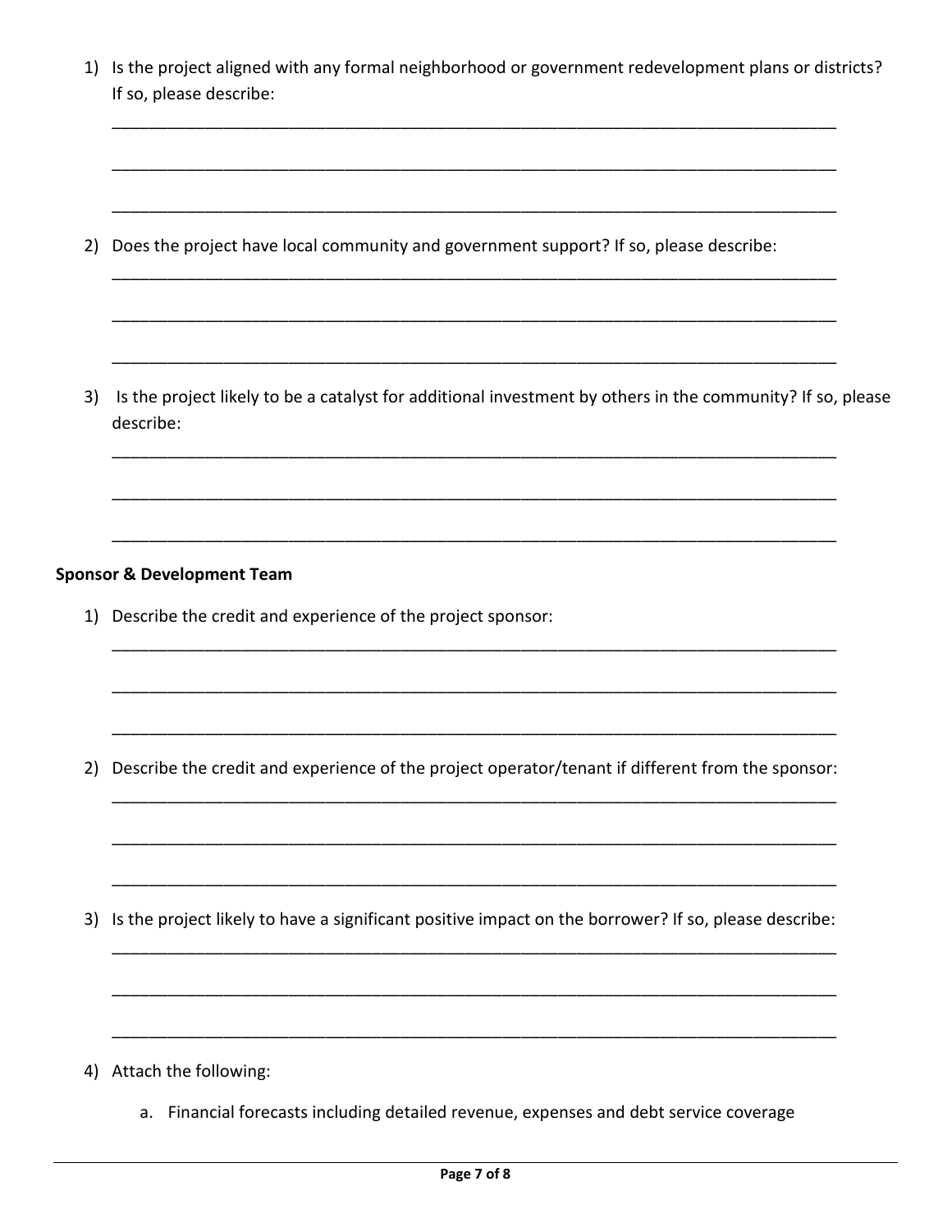1) Is the project aligned with any formal neighborhood or government redevelopment plans or districts? If so, please describe:

_______________________________________________________________________________

_______________________________________________________________________________

_______________________________________________________________________________

2) Does the project have local community and government support? If so, please describe:

_______________________________________________________________________________

_______________________________________________________________________________

_______________________________________________________________________________

3) Is the project likely to be a catalyst for additional investment by others in the community? If so, please describe:

_______________________________________________________________________________

_______________________________________________________________________________

_______________________________________________________________________________

**Sponsor & Development Team**

1) Describe the credit and experience of the project sponsor:

_______________________________________________________________________________

_______________________________________________________________________________

_______________________________________________________________________________

2) Describe the credit and experience of the project operator/tenant if different from the sponsor:

_______________________________________________________________________________

_______________________________________________________________________________

_______________________________________________________________________________

3) Is the project likely to have a significant positive impact on the borrower? If so, please describe:

_______________________________________________________________________________

_______________________________________________________________________________

_______________________________________________________________________________

4) Attach the following:

   a. Financial forecasts including detailed revenue, expenses and debt service coverage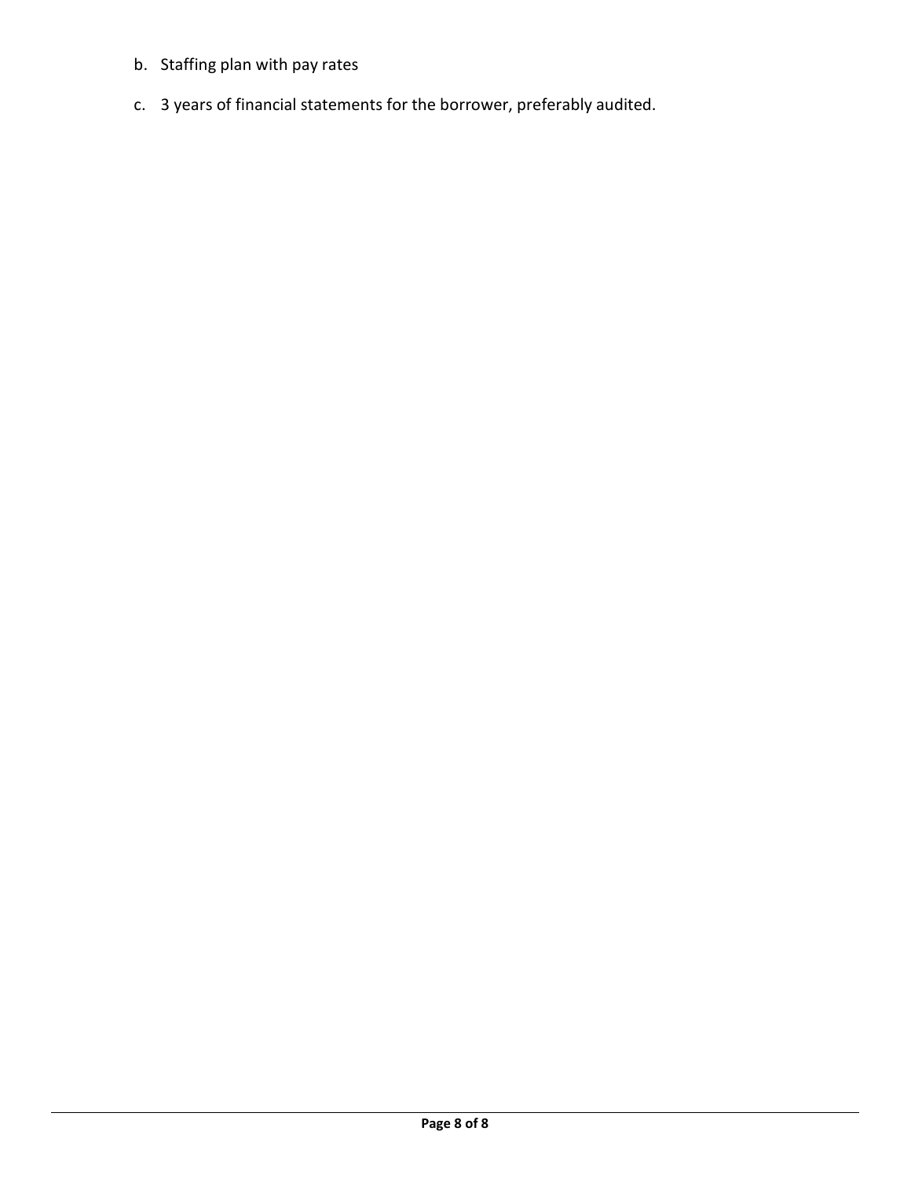b. Staffing plan with pay rates

c. 3 years of financial statements for the borrower, preferably audited.